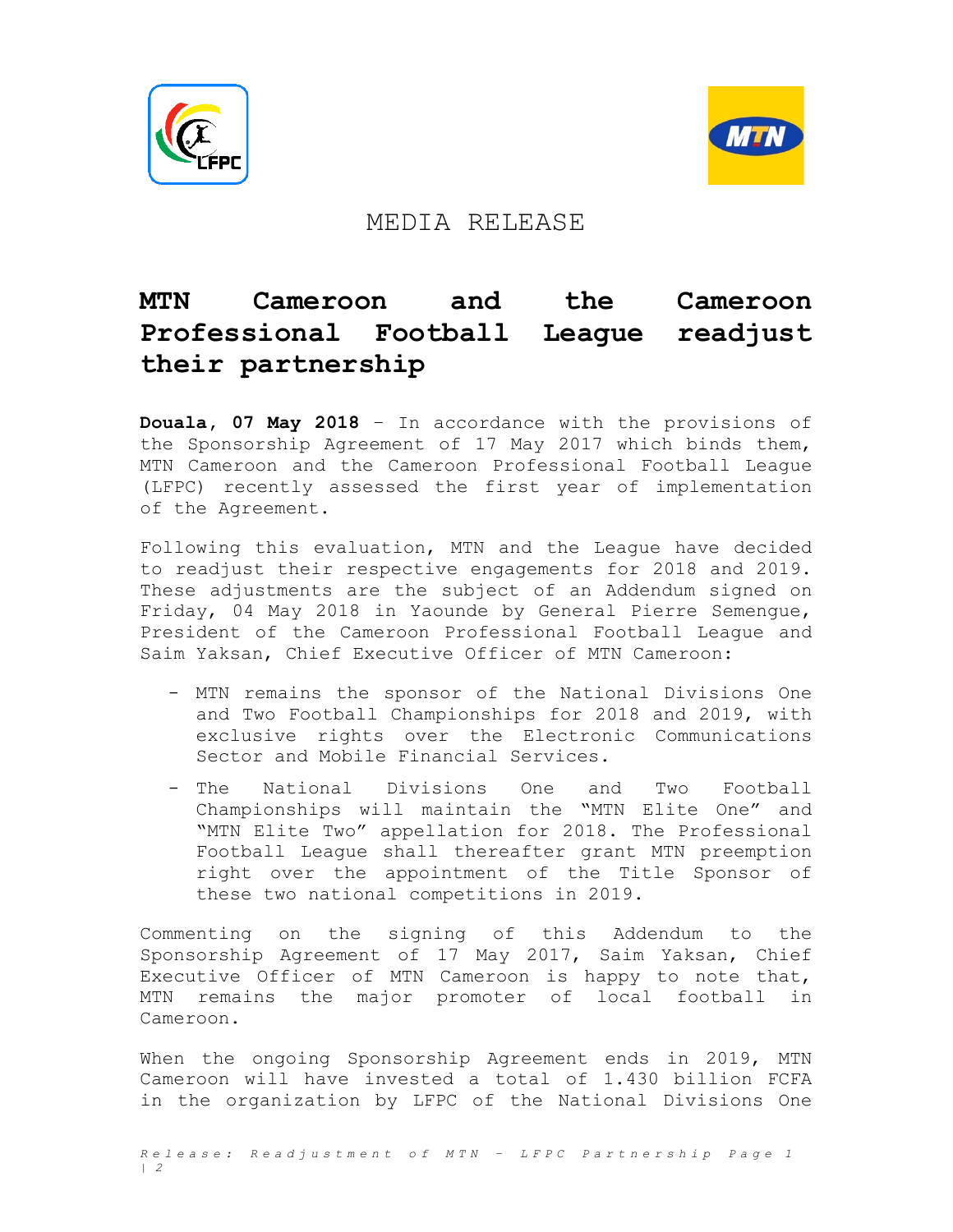MEDIA RELEASE

# MTN Cameroon and the Cameroon Professional Football League readjust their partnership

**Douala, 07 May 2018** – In accordance with the provisions of the Sponsorship Agreement of 17 May 2017 which binds them, MTN Cameroon and the Cameroon Professional Football League (LFPC) recently assessed the first year of implementation of the Agreement.

Following this evaluation, MTN and the League have decided to readjust their respective engagements for 2018 and 2019. These adjustments are the subject of an Addendum signed on Friday, 04 May 2018 in Yaounde by General Pierre Semengue, President of the Cameroon Professional Football League and Saim Yaksan, Chief Executive Officer of MTN Cameroon:

- MTN remains the sponsor of the National Divisions One and Two Football Championships for 2018 and 2019, with exclusive rights over the Electronic Communications Sector and Mobile Financial Services.
- The National Divisions One and Two Football Championships will maintain the "MTN Elite One" and "MTN Elite Two" appellation for 2018. The Professional Football League shall thereafter grant MTN preemption right over the appointment of the Title Sponsor of these two national competitions in 2019.

Commenting on the signing of this Addendum to the Sponsorship Agreement of 17 May 2017, Saim Yaksan, Chief Executive Officer of MTN Cameroon is happy to note that, MTN remains the major promoter of local football in Cameroon.

When the ongoing Sponsorship Agreement ends in 2019, MTN Cameroon will have invested a total of 1.430 billion FCFA in the organization by LFPC of the National Divisions One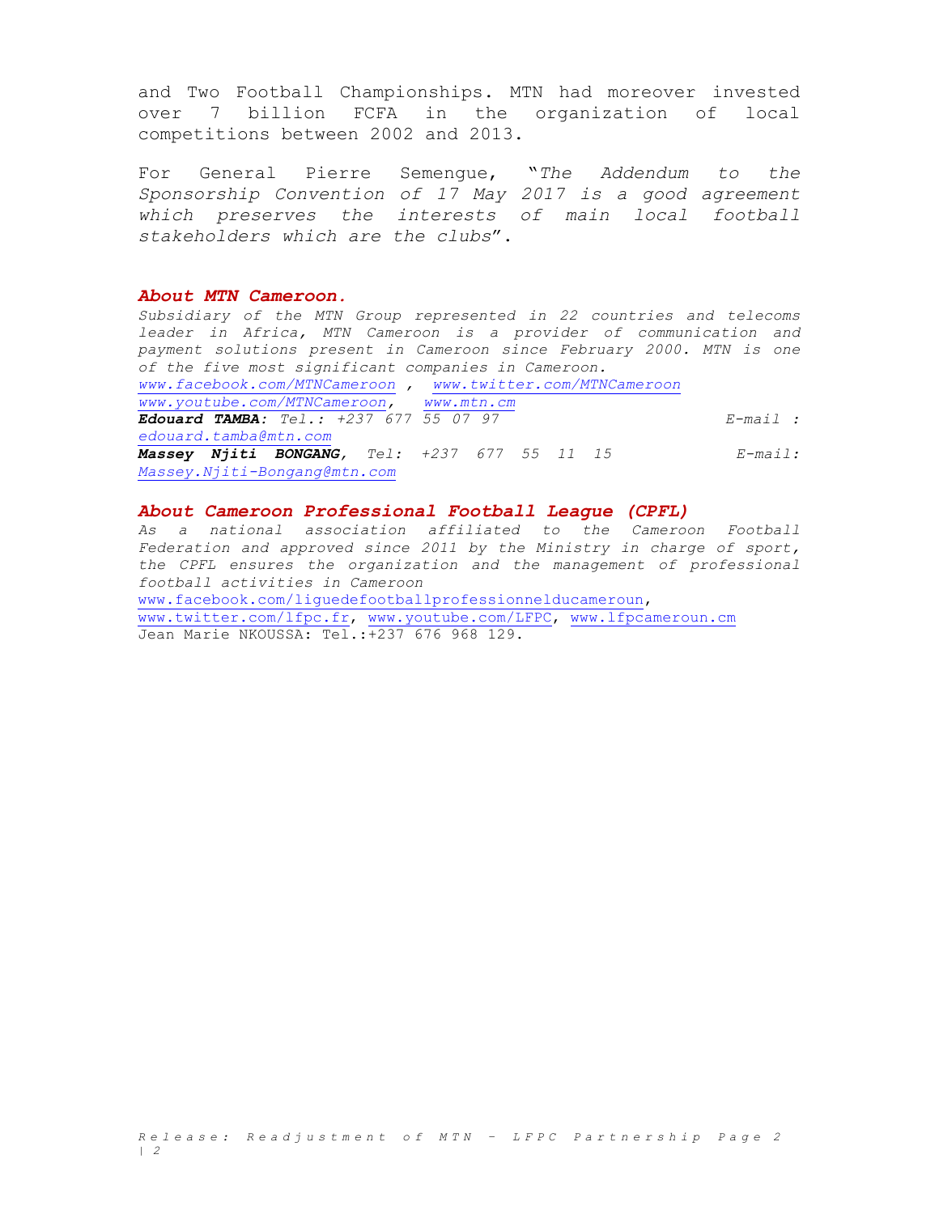and Two Football Championships. MTN had moreover invested over 7 billion FCFA in the organization of local competitions between 2002 and 2013.

For General Pierre Semengue, "*The Addendum to the Sponsorship Convention of 17 May 2017 is a good agreement which preserves the interests of main local football stakeholders which are the clubs*".

### About MTN Cameroon.

*Subsidiary of the MTN Group represented in 22 countries and telecoms leader in Africa, MTN Cameroon is a provider of communication and payment solutions present in Cameroon since February 2000. MTN is one of the five most significant companies in Cameroon.*

*www.facebook.com/MTNCameroon , www.twitter.com/MTNCameroon*
*www.youtube.com/MTNCameroon, www.mtn.cm*

***Edouard TAMBA****: Tel.: +237 677 55 07 97 E-mail : edouard.tamba@mtn.com*

***Massey Njiti BONGANG****, Tel: +237 677 55 11 15 E-mail: Massey.Njiti-Bongang@mtn.com*

### About Cameroon Professional Football League (CPFL)

*As a national association affiliated to the Cameroon Football Federation and approved since 2011 by the Ministry in charge of sport, the CPFL ensures the organization and the management of professional football activities in Cameroon*

www.facebook.com/liguedefootballprofessionnelducameroun, www.twitter.com/lfpc.fr, www.youtube.com/LFPC, www.lfpcameroun.cm

Jean Marie NKOUSSA: Tel.:+237 676 968 129.